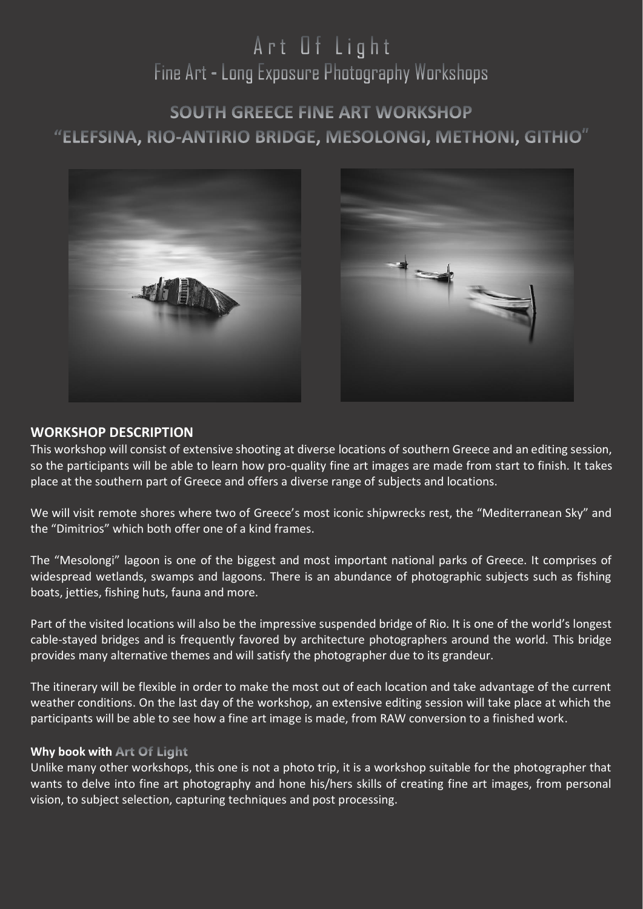# Art Of Light

## Fine Art - Long Exposure Photography Workshops

## SOUTH GREECE FINE ART WORKSHOP

## "ELEFSINA, RIO-ANTIRIO BRIDGE, MESOLONGI, METHONI, GITHIO"

### WORKSHOP DESCRIPTION

This workshop will consist of extensive shooting at diverse locations of southern Greece and an editing session, so the participants will be able to learn how pro-quality fine art images are made from start to finish. It takes place at the southern part of Greece and offers a diverse range of subjects and locations.

We will visit remote shores where two of Greece's most iconic shipwrecks rest, the "Mediterranean Sky" and the "Dimitrios" which both offer one of a kind frames.

The "Mesolongi" lagoon is one of the biggest and most important national parks of Greece. It comprises of widespread wetlands, swamps and lagoons. There is an abundance of photographic subjects such as fishing boats, jetties, fishing huts, fauna and more.

Part of the visited locations will also be the impressive suspended bridge of Rio. It is one of the world's longest cable-stayed bridges and is frequently favored by architecture photographers around the world. This bridge provides many alternative themes and will satisfy the photographer due to its grandeur.

The itinerary will be flexible in order to make the most out of each location and take advantage of the current weather conditions. On the last day of the workshop, an extensive editing session will take place at which the participants will be able to see how a fine art image is made, from RAW conversion to a finished work.

**Why book with Art Of Light**

Unlike many other workshops, this one is not a photo trip, it is a workshop suitable for the photographer that wants to delve into fine art photography and hone his/hers skills of creating fine art images, from personal vision, to subject selection, capturing techniques and post processing.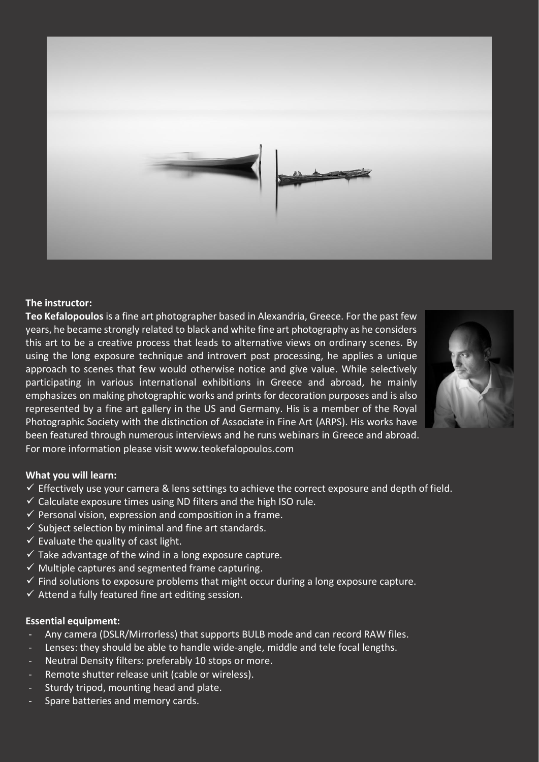**The instructor:**

**Teo Kefalopoulos** is a fine art photographer based in Alexandria, Greece. For the past few years, he became strongly related to black and white fine art photography as he considers this art to be a creative process that leads to alternative views on ordinary scenes. By using the long exposure technique and introvert post processing, he applies a unique approach to scenes that few would otherwise notice and give value. While selectively participating in various international exhibitions in Greece and abroad, he mainly emphasizes on making photographic works and prints for decoration purposes and is also represented by a fine art gallery in the US and Germany. His is a member of the Royal Photographic Society with the distinction of Associate in Fine Art (ARPS). His works have been featured through numerous interviews and he runs webinars in Greece and abroad. For more information please visit www.teokefalopoulos.com

**What you will learn:**

- ✓ Effectively use your camera & lens settings to achieve the correct exposure and depth of field.
- ✓ Calculate exposure times using ND filters and the high ISO rule.
- ✓ Personal vision, expression and composition in a frame.
- ✓ Subject selection by minimal and fine art standards.
- ✓ Evaluate the quality of cast light.
- ✓ Take advantage of the wind in a long exposure capture.
- ✓ Multiple captures and segmented frame capturing.
- ✓ Find solutions to exposure problems that might occur during a long exposure capture.
- ✓ Attend a fully featured fine art editing session.

**Essential equipment:**

- Any camera (DSLR/Mirrorless) that supports BULB mode and can record RAW files.
- Lenses: they should be able to handle wide-angle, middle and tele focal lengths.
- Neutral Density filters: preferably 10 stops or more.
- Remote shutter release unit (cable or wireless).
- Sturdy tripod, mounting head and plate.
- Spare batteries and memory cards.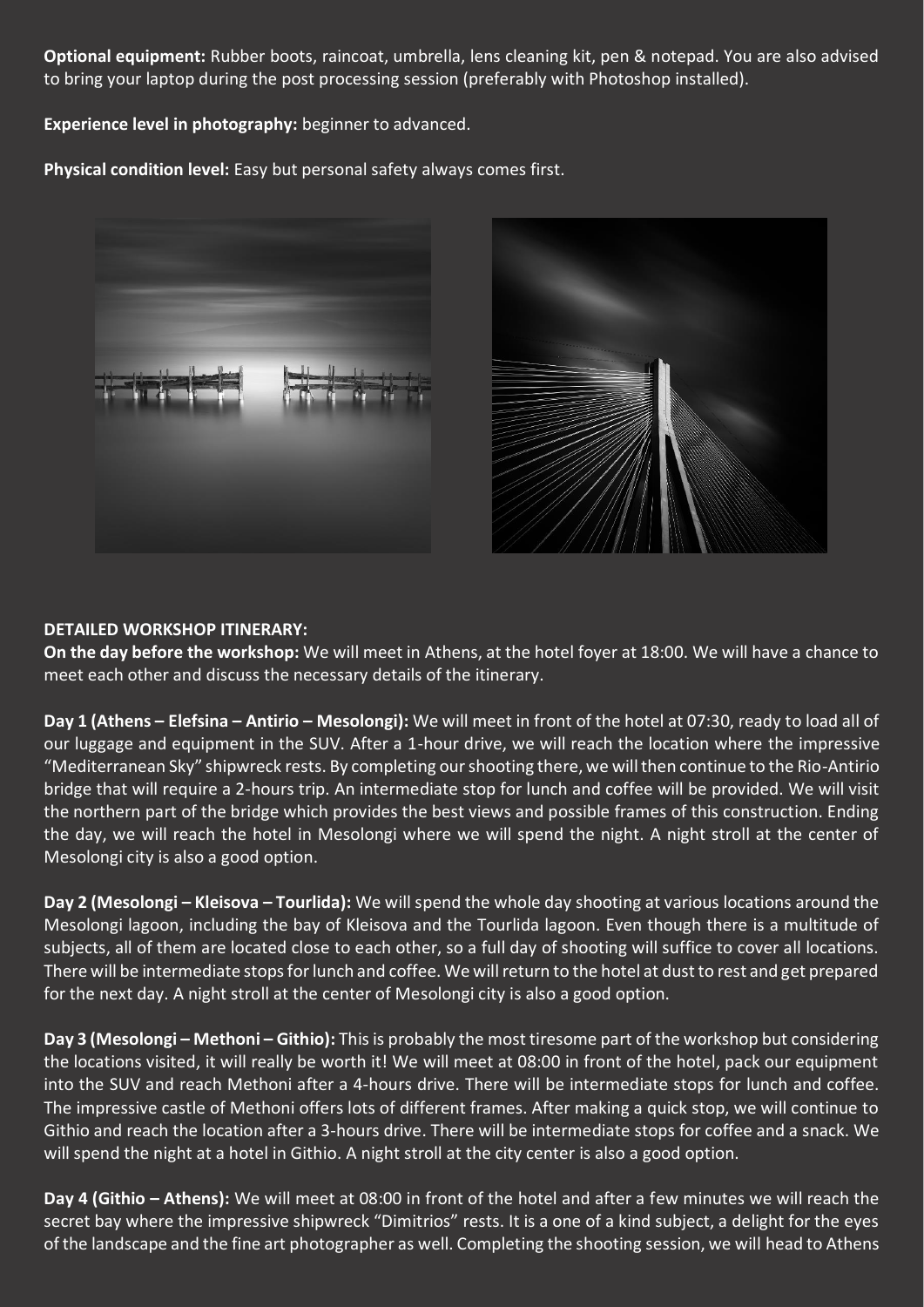**Optional equipment:** Rubber boots, raincoat, umbrella, lens cleaning kit, pen & notepad. You are also advised to bring your laptop during the post processing session (preferably with Photoshop installed).

**Experience level in photography:** beginner to advanced.

**Physical condition level:** Easy but personal safety always comes first.

**DETAILED WORKSHOP ITINERARY:**

**On the day before the workshop:** We will meet in Athens, at the hotel foyer at 18:00. We will have a chance to meet each other and discuss the necessary details of the itinerary.

**Day 1 (Athens – Elefsina – Antirio – Mesolongi):** We will meet in front of the hotel at 07:30, ready to load all of our luggage and equipment in the SUV. After a 1-hour drive, we will reach the location where the impressive "Mediterranean Sky" shipwreck rests. By completing our shooting there, we will then continue to the Rio-Antirio bridge that will require a 2-hours trip. An intermediate stop for lunch and coffee will be provided. We will visit the northern part of the bridge which provides the best views and possible frames of this construction. Ending the day, we will reach the hotel in Mesolongi where we will spend the night. A night stroll at the center of Mesolongi city is also a good option.

**Day 2 (Mesolongi – Kleisova – Tourlida):** We will spend the whole day shooting at various locations around the Mesolongi lagoon, including the bay of Kleisova and the Tourlida lagoon. Even though there is a multitude of subjects, all of them are located close to each other, so a full day of shooting will suffice to cover all locations. There will be intermediate stops for lunch and coffee. We will return to the hotel at dust to rest and get prepared for the next day. A night stroll at the center of Mesolongi city is also a good option.

**Day 3 (Mesolongi – Methoni – Githio):** This is probably the most tiresome part of the workshop but considering the locations visited, it will really be worth it! We will meet at 08:00 in front of the hotel, pack our equipment into the SUV and reach Methoni after a 4-hours drive. There will be intermediate stops for lunch and coffee. The impressive castle of Methoni offers lots of different frames. After making a quick stop, we will continue to Githio and reach the location after a 3-hours drive. There will be intermediate stops for coffee and a snack. We will spend the night at a hotel in Githio. A night stroll at the city center is also a good option.

**Day 4 (Githio – Athens):** We will meet at 08:00 in front of the hotel and after a few minutes we will reach the secret bay where the impressive shipwreck "Dimitrios" rests. It is a one of a kind subject, a delight for the eyes of the landscape and the fine art photographer as well. Completing the shooting session, we will head to Athens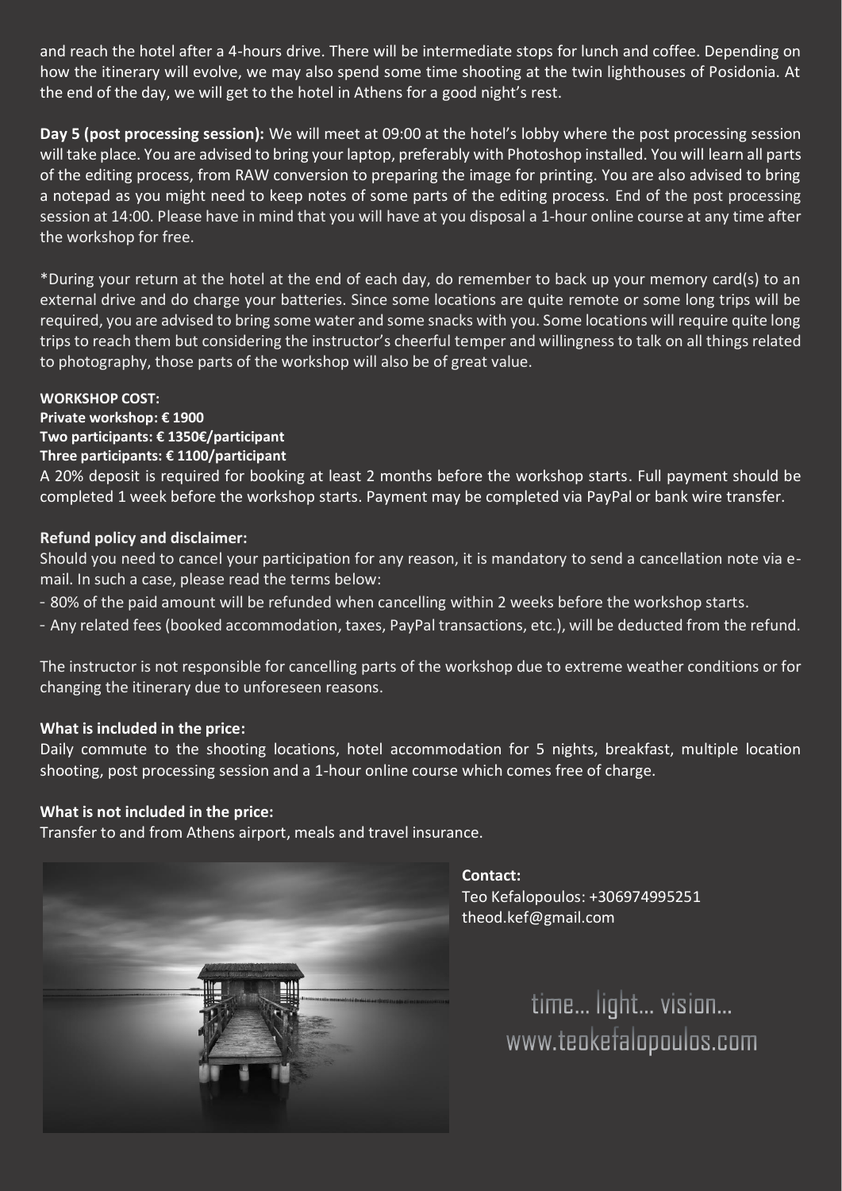and reach the hotel after a 4-hours drive. There will be intermediate stops for lunch and coffee. Depending on how the itinerary will evolve, we may also spend some time shooting at the twin lighthouses of Posidonia. At the end of the day, we will get to the hotel in Athens for a good night's rest.

**Day 5 (post processing session):** We will meet at 09:00 at the hotel's lobby where the post processing session will take place. You are advised to bring your laptop, preferably with Photoshop installed. You will learn all parts of the editing process, from RAW conversion to preparing the image for printing. You are also advised to bring a notepad as you might need to keep notes of some parts of the editing process. End of the post processing session at 14:00. Please have in mind that you will have at you disposal a 1-hour online course at any time after the workshop for free.

*During your return at the hotel at the end of each day, do remember to back up your memory card(s) to an external drive and do charge your batteries. Since some locations are quite remote or some long trips will be required, you are advised to bring some water and some snacks with you. Some locations will require quite long trips to reach them but considering the instructor's cheerful temper and willingness to talk on all things related to photography, those parts of the workshop will also be of great value.

**WORKSHOP COST:**
**Private workshop: € 1900**
**Two participants: € 1350€/participant**
**Three participants: € 1100/participant**

A 20% deposit is required for booking at least 2 months before the workshop starts. Full payment should be completed 1 week before the workshop starts. Payment may be completed via PayPal or bank wire transfer.

**Refund policy and disclaimer:**

Should you need to cancel your participation for any reason, it is mandatory to send a cancellation note via e-mail. In such a case, please read the terms below:

- 80% of the paid amount will be refunded when cancelling within 2 weeks before the workshop starts.
- Any related fees (booked accommodation, taxes, PayPal transactions, etc.), will be deducted from the refund.

The instructor is not responsible for cancelling parts of the workshop due to extreme weather conditions or for changing the itinerary due to unforeseen reasons.

**What is included in the price:**

Daily commute to the shooting locations, hotel accommodation for 5 nights, breakfast, multiple location shooting, post processing session and a 1-hour online course which comes free of charge.

**What is not included in the price:**

Transfer to and from Athens airport, meals and travel insurance.

**Contact:**
Teo Kefalopoulos: +306974995251
theod.kef@gmail.com

time... light... vision...
www.teokefalopoulos.com